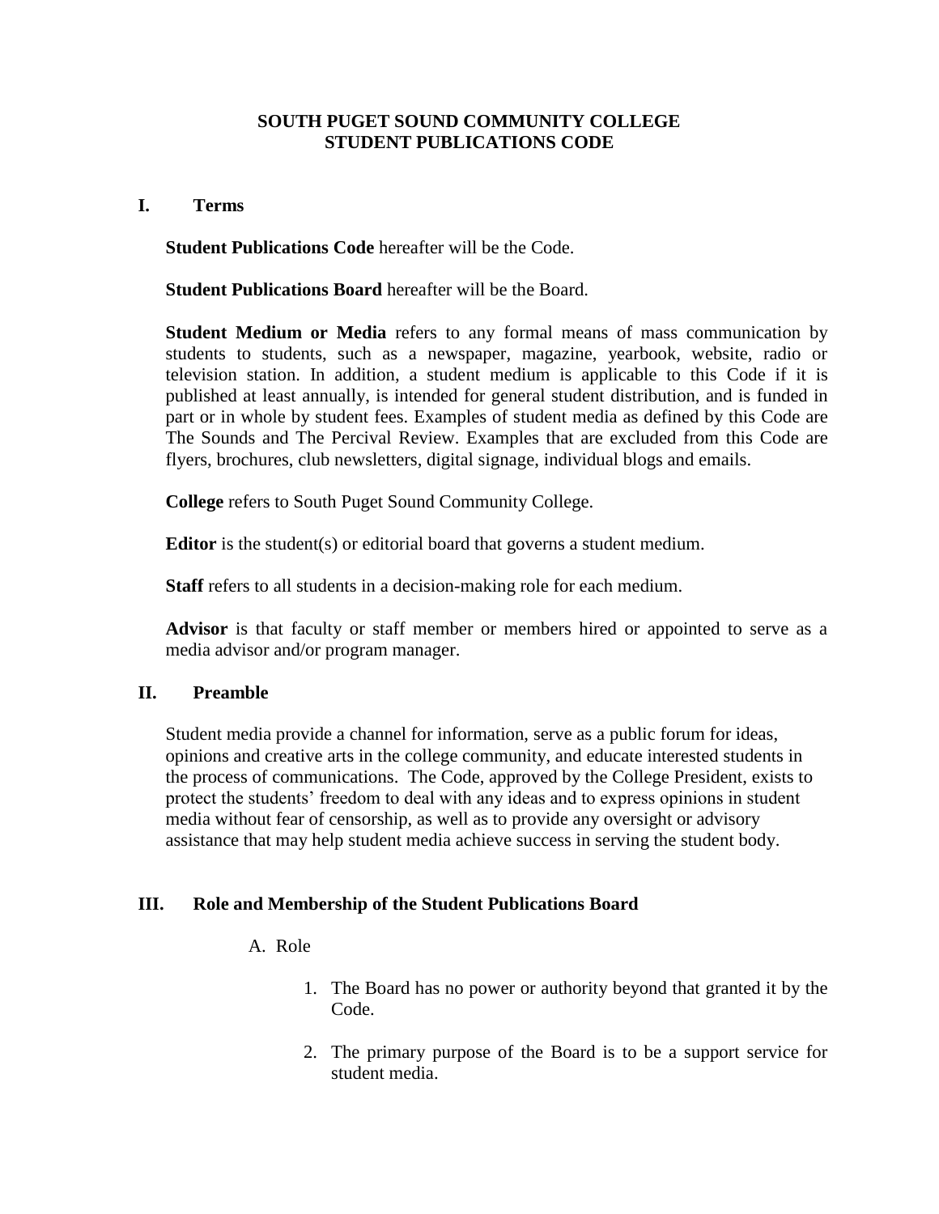# SOUTH PUGET SOUND COMMUNITY COLLEGE
# STUDENT PUBLICATIONS CODE

## I. Terms

**Student Publications Code** hereafter will be the Code.

**Student Publications Board** hereafter will be the Board.

**Student Medium or Media** refers to any formal means of mass communication by students to students, such as a newspaper, magazine, yearbook, website, radio or television station. In addition, a student medium is applicable to this Code if it is published at least annually, is intended for general student distribution, and is funded in part or in whole by student fees. Examples of student media as defined by this Code are The Sounds and The Percival Review. Examples that are excluded from this Code are flyers, brochures, club newsletters, digital signage, individual blogs and emails.

**College** refers to South Puget Sound Community College.

**Editor** is the student(s) or editorial board that governs a student medium.

**Staff** refers to all students in a decision-making role for each medium.

**Advisor** is that faculty or staff member or members hired or appointed to serve as a media advisor and/or program manager.

## II. Preamble

Student media provide a channel for information, serve as a public forum for ideas, opinions and creative arts in the college community, and educate interested students in the process of communications. The Code, approved by the College President, exists to protect the students' freedom to deal with any ideas and to express opinions in student media without fear of censorship, as well as to provide any oversight or advisory assistance that may help student media achieve success in serving the student body.

## III. Role and Membership of the Student Publications Board

A. Role

1. The Board has no power or authority beyond that granted it by the Code.
2. The primary purpose of the Board is to be a support service for student media.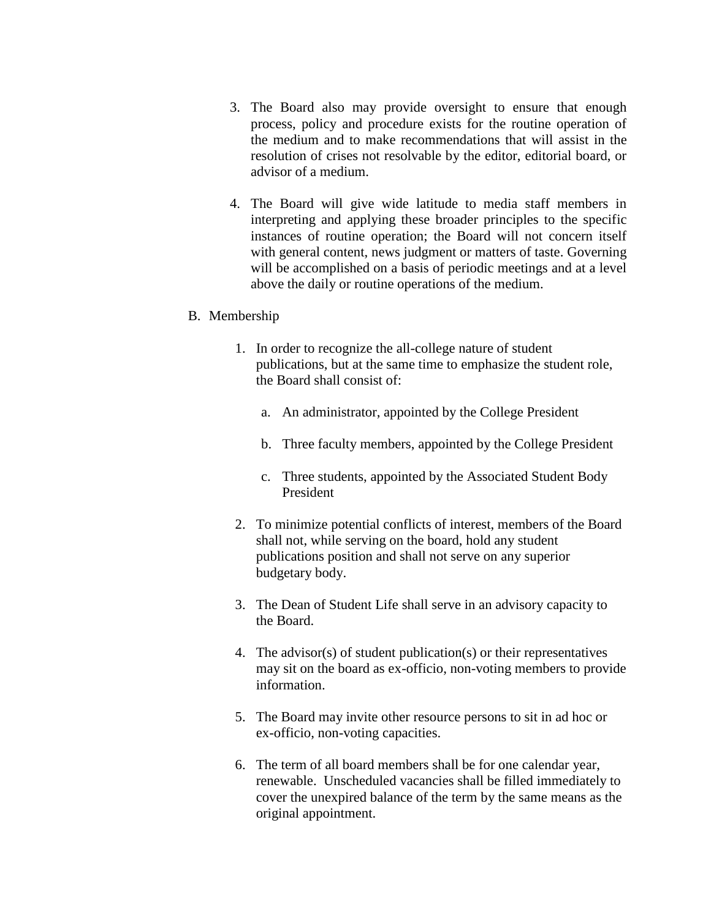3. The Board also may provide oversight to ensure that enough process, policy and procedure exists for the routine operation of the medium and to make recommendations that will assist in the resolution of crises not resolvable by the editor, editorial board, or advisor of a medium.

4. The Board will give wide latitude to media staff members in interpreting and applying these broader principles to the specific instances of routine operation; the Board will not concern itself with general content, news judgment or matters of taste. Governing will be accomplished on a basis of periodic meetings and at a level above the daily or routine operations of the medium.

B. Membership

1. In order to recognize the all-college nature of student publications, but at the same time to emphasize the student role, the Board shall consist of:

   a. An administrator, appointed by the College President

   b. Three faculty members, appointed by the College President

   c. Three students, appointed by the Associated Student Body President

2. To minimize potential conflicts of interest, members of the Board shall not, while serving on the board, hold any student publications position and shall not serve on any superior budgetary body.

3. The Dean of Student Life shall serve in an advisory capacity to the Board.

4. The advisor(s) of student publication(s) or their representatives may sit on the board as ex-officio, non-voting members to provide information.

5. The Board may invite other resource persons to sit in ad hoc or ex-officio, non-voting capacities.

6. The term of all board members shall be for one calendar year, renewable. Unscheduled vacancies shall be filled immediately to cover the unexpired balance of the term by the same means as the original appointment.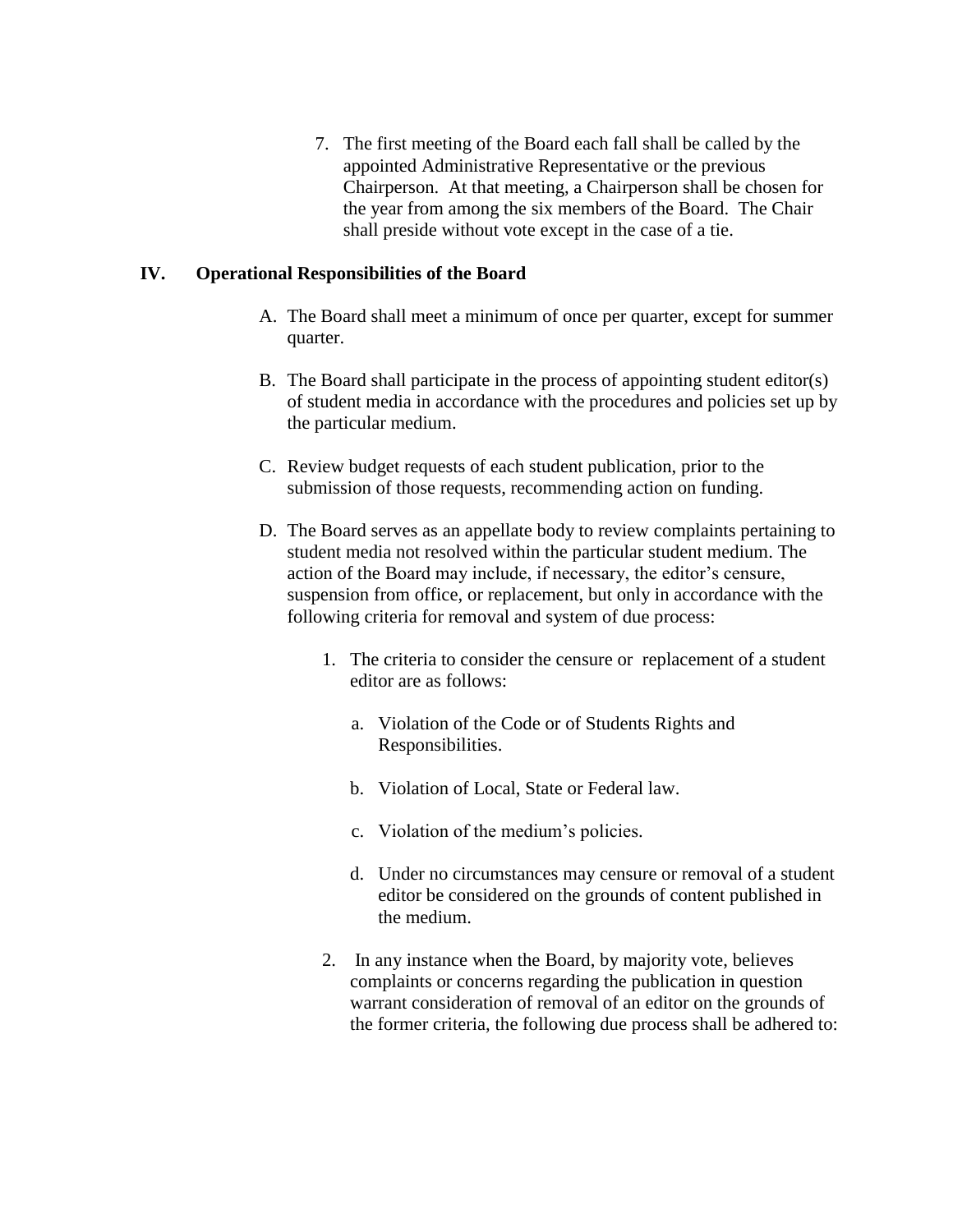7. The first meeting of the Board each fall shall be called by the appointed Administrative Representative or the previous Chairperson. At that meeting, a Chairperson shall be chosen for the year from among the six members of the Board. The Chair shall preside without vote except in the case of a tie.

## IV. Operational Responsibilities of the Board

A. The Board shall meet a minimum of once per quarter, except for summer quarter.

B. The Board shall participate in the process of appointing student editor(s) of student media in accordance with the procedures and policies set up by the particular medium.

C. Review budget requests of each student publication, prior to the submission of those requests, recommending action on funding.

D. The Board serves as an appellate body to review complaints pertaining to student media not resolved within the particular student medium. The action of the Board may include, if necessary, the editor's censure, suspension from office, or replacement, but only in accordance with the following criteria for removal and system of due process:

   1. The criteria to consider the censure or replacement of a student editor are as follows:

      a. Violation of the Code or of Students Rights and Responsibilities.

      b. Violation of Local, State or Federal law.

      c. Violation of the medium's policies.

      d. Under no circumstances may censure or removal of a student editor be considered on the grounds of content published in the medium.

   2. In any instance when the Board, by majority vote, believes complaints or concerns regarding the publication in question warrant consideration of removal of an editor on the grounds of the former criteria, the following due process shall be adhered to: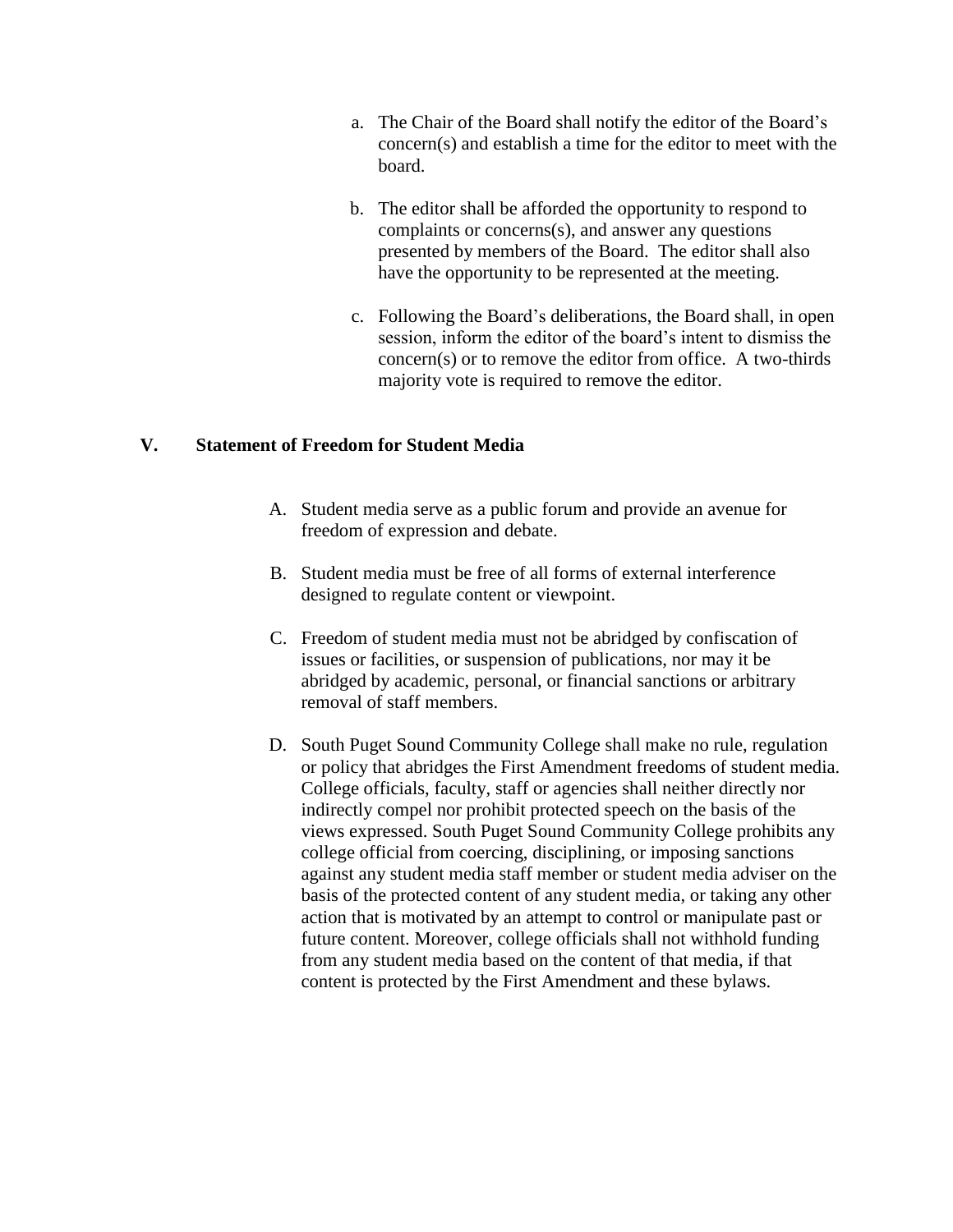a. The Chair of the Board shall notify the editor of the Board's concern(s) and establish a time for the editor to meet with the board.

b. The editor shall be afforded the opportunity to respond to complaints or concerns(s), and answer any questions presented by members of the Board. The editor shall also have the opportunity to be represented at the meeting.

c. Following the Board's deliberations, the Board shall, in open session, inform the editor of the board's intent to dismiss the concern(s) or to remove the editor from office. A two-thirds majority vote is required to remove the editor.

## V. Statement of Freedom for Student Media

A. Student media serve as a public forum and provide an avenue for freedom of expression and debate.

B. Student media must be free of all forms of external interference designed to regulate content or viewpoint.

C. Freedom of student media must not be abridged by confiscation of issues or facilities, or suspension of publications, nor may it be abridged by academic, personal, or financial sanctions or arbitrary removal of staff members.

D. South Puget Sound Community College shall make no rule, regulation or policy that abridges the First Amendment freedoms of student media. College officials, faculty, staff or agencies shall neither directly nor indirectly compel nor prohibit protected speech on the basis of the views expressed. South Puget Sound Community College prohibits any college official from coercing, disciplining, or imposing sanctions against any student media staff member or student media adviser on the basis of the protected content of any student media, or taking any other action that is motivated by an attempt to control or manipulate past or future content. Moreover, college officials shall not withhold funding from any student media based on the content of that media, if that content is protected by the First Amendment and these bylaws.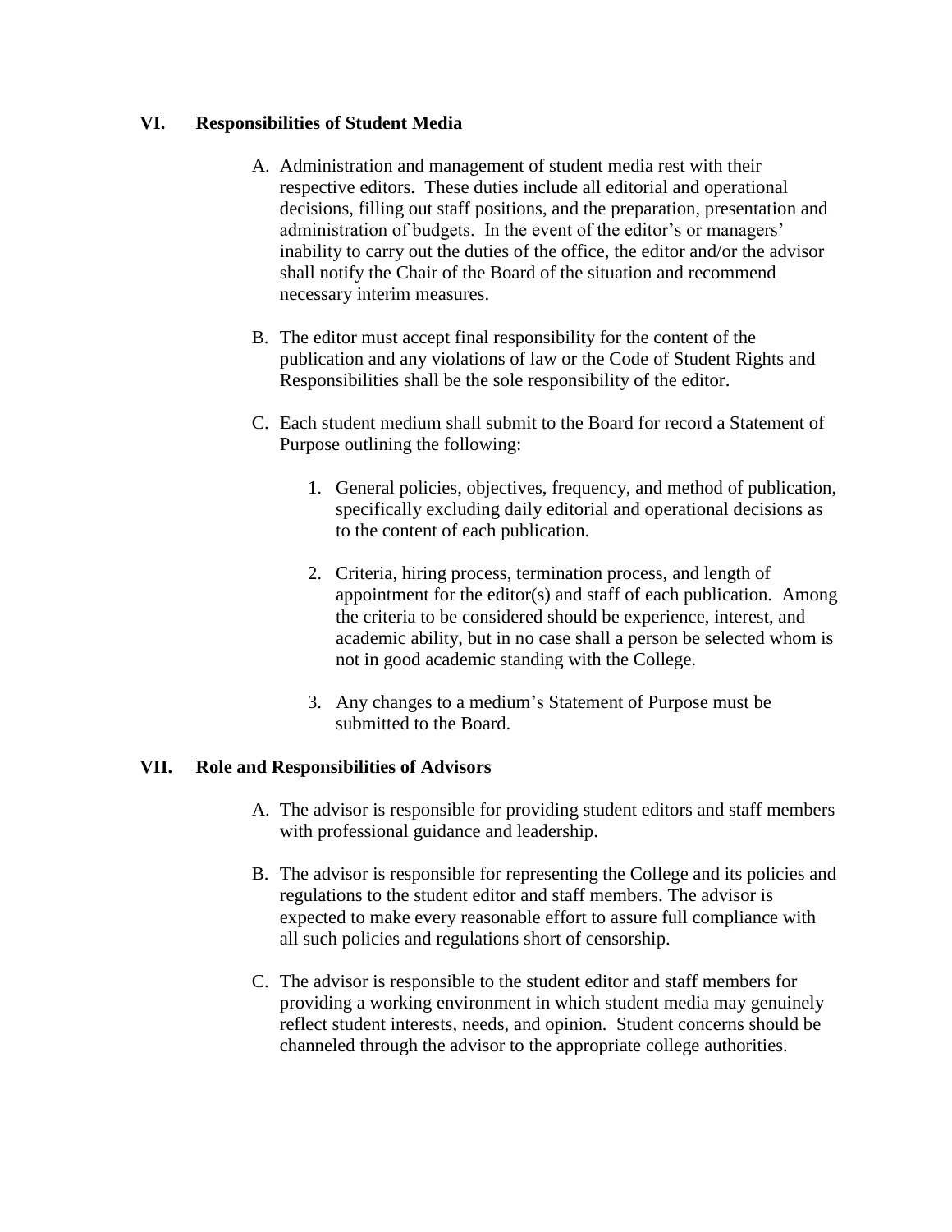## VI. Responsibilities of Student Media

A. Administration and management of student media rest with their respective editors. These duties include all editorial and operational decisions, filling out staff positions, and the preparation, presentation and administration of budgets. In the event of the editor's or managers' inability to carry out the duties of the office, the editor and/or the advisor shall notify the Chair of the Board of the situation and recommend necessary interim measures.

B. The editor must accept final responsibility for the content of the publication and any violations of law or the Code of Student Rights and Responsibilities shall be the sole responsibility of the editor.

C. Each student medium shall submit to the Board for record a Statement of Purpose outlining the following:

   1. General policies, objectives, frequency, and method of publication, specifically excluding daily editorial and operational decisions as to the content of each publication.

   2. Criteria, hiring process, termination process, and length of appointment for the editor(s) and staff of each publication. Among the criteria to be considered should be experience, interest, and academic ability, but in no case shall a person be selected whom is not in good academic standing with the College.

   3. Any changes to a medium's Statement of Purpose must be submitted to the Board.

## VII. Role and Responsibilities of Advisors

A. The advisor is responsible for providing student editors and staff members with professional guidance and leadership.

B. The advisor is responsible for representing the College and its policies and regulations to the student editor and staff members. The advisor is expected to make every reasonable effort to assure full compliance with all such policies and regulations short of censorship.

C. The advisor is responsible to the student editor and staff members for providing a working environment in which student media may genuinely reflect student interests, needs, and opinion. Student concerns should be channeled through the advisor to the appropriate college authorities.